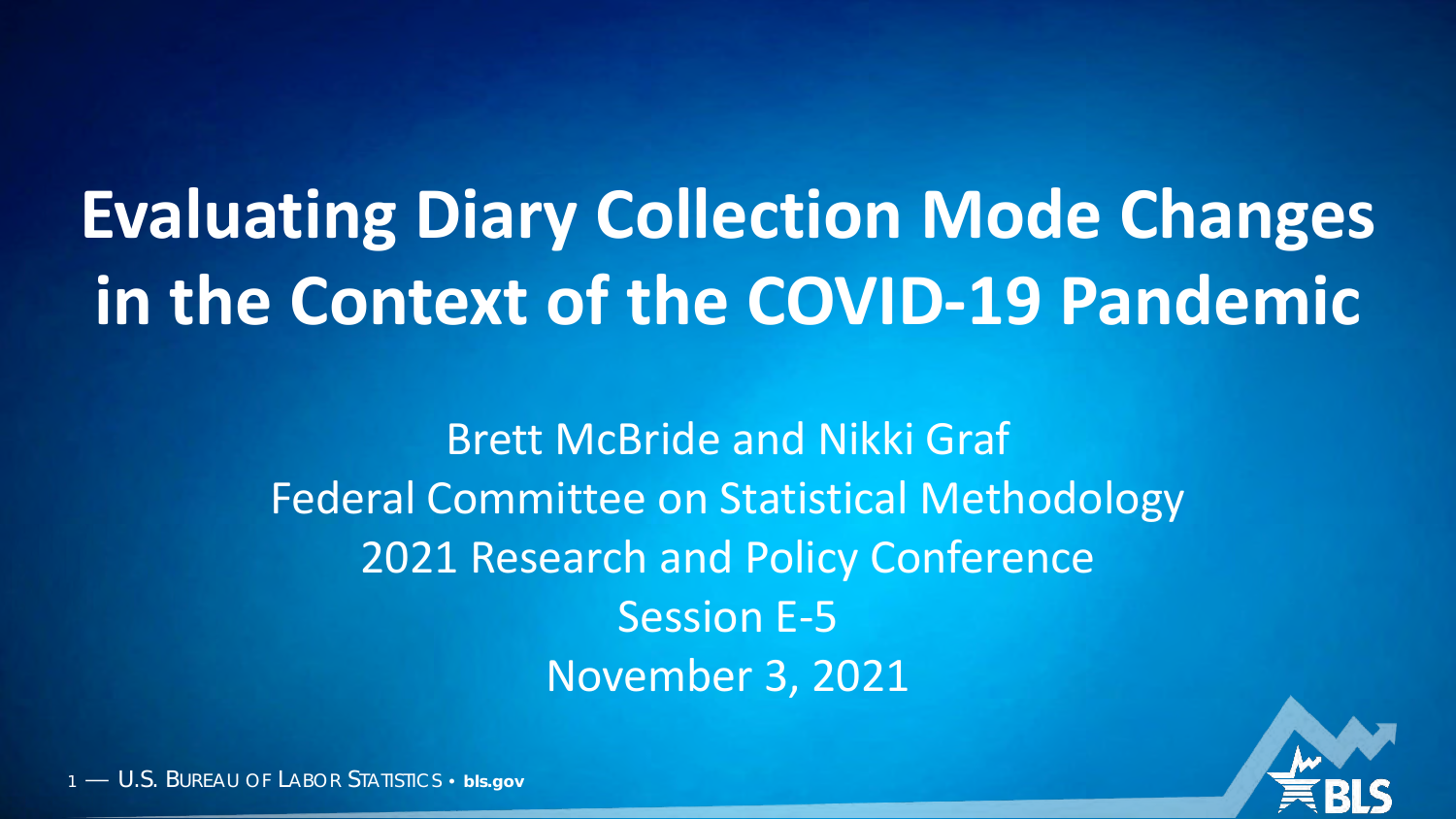# Evaluating Diary Collection Mode Changes in the Context of the COVID-19 Pandemic

Brett McBride and Nikki Graf

Federal Committee on Statistical Methodology

2021 Research and Policy Conference

Session E-5

November 3, 2021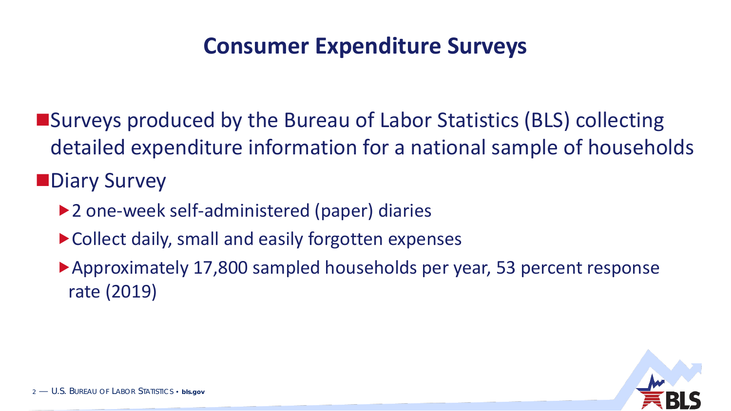# Consumer Expenditure Surveys

- Surveys produced by the Bureau of Labor Statistics (BLS) collecting detailed expenditure information for a national sample of households
- Diary Survey
  - 2 one-week self-administered (paper) diaries
  - Collect daily, small and easily forgotten expenses
  - Approximately 17,800 sampled households per year, 53 percent response rate (2019)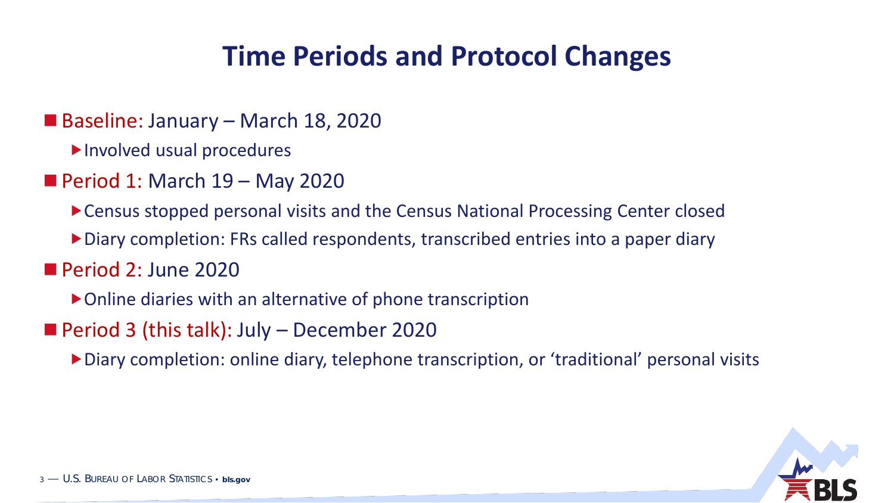# Time Periods and Protocol Changes

- Baseline: January – March 18, 2020
  - Involved usual procedures
- Period 1: March 19 – May 2020
  - Census stopped personal visits and the Census National Processing Center closed
  - Diary completion: FRs called respondents, transcribed entries into a paper diary
- Period 2: June 2020
  - Online diaries with an alternative of phone transcription
- Period 3 (this talk): July – December 2020
  - Diary completion: online diary, telephone transcription, or 'traditional' personal visits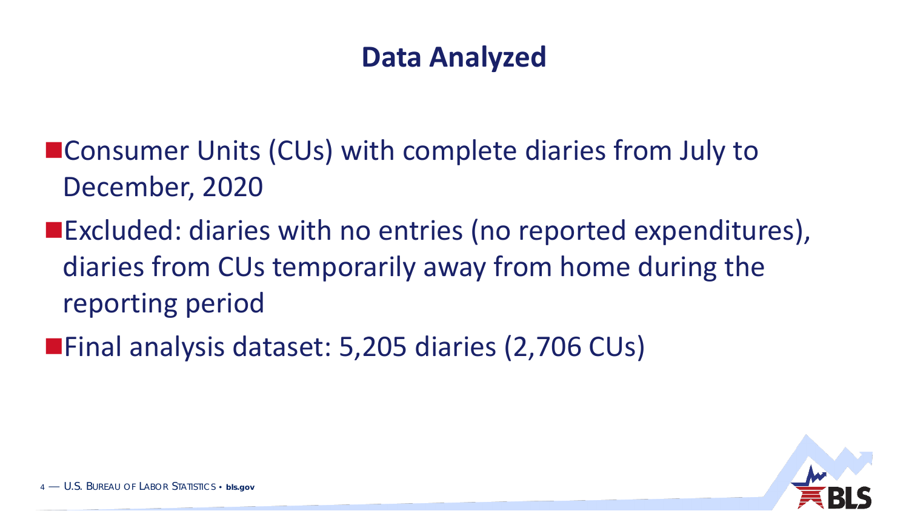# Data Analyzed

- Consumer Units (CUs) with complete diaries from July to December, 2020
- Excluded: diaries with no entries (no reported expenditures), diaries from CUs temporarily away from home during the reporting period
- Final analysis dataset: 5,205 diaries (2,706 CUs)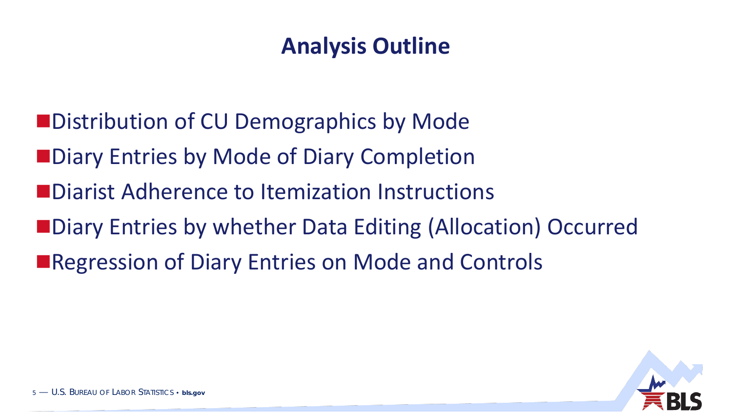# Analysis Outline

- Distribution of CU Demographics by Mode
- Diary Entries by Mode of Diary Completion
- Diarist Adherence to Itemization Instructions
- Diary Entries by whether Data Editing (Allocation) Occurred
- Regression of Diary Entries on Mode and Controls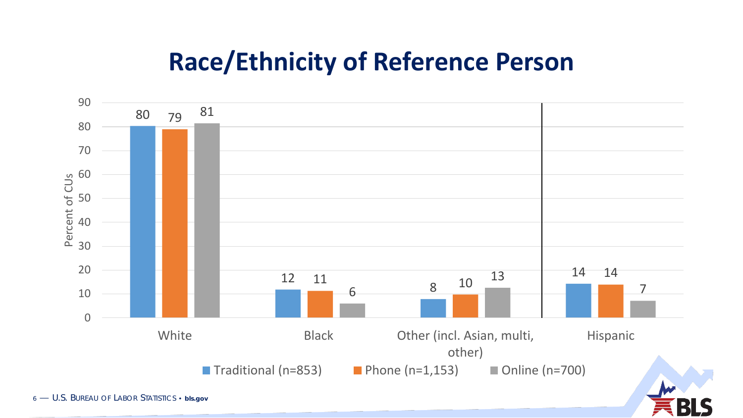# Race/Ethnicity of Reference Person

| Percent of CUs | Traditional (n=853) | Phone (n=1,153) | Online (n=700) |
|---|---|---|---|
| White | 80 | 79 | 81 |
| Black | 12 | 11 | 6 |
| Other (incl. Asian, multi, other) | 8 | 10 | 13 |
| Hispanic | 14 | 14 | 7 |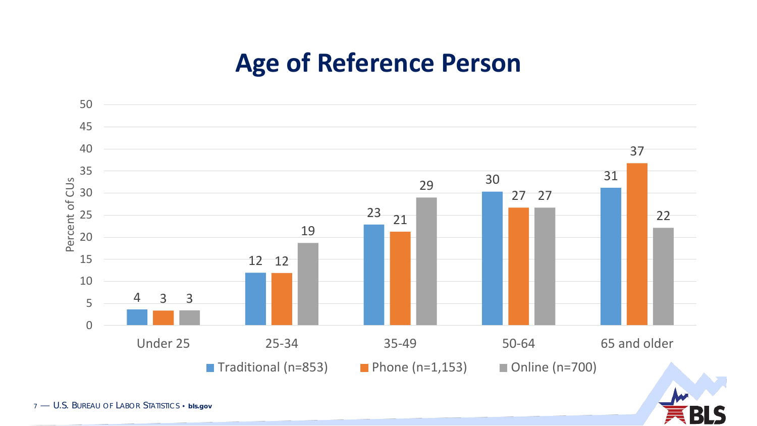# Age of Reference Person

| Age of reference person | Traditional (n=853) | Phone (n=1,153) | Online (n=700) |
|---|---|---|---|
| Under 25 | 4 | 3 | 3 |
| 25-34 | 12 | 12 | 19 |
| 35-49 | 23 | 21 | 29 |
| 50-64 | 30 | 27 | 27 |
| 65 and older | 31 | 37 | 22 |

Percent of CUs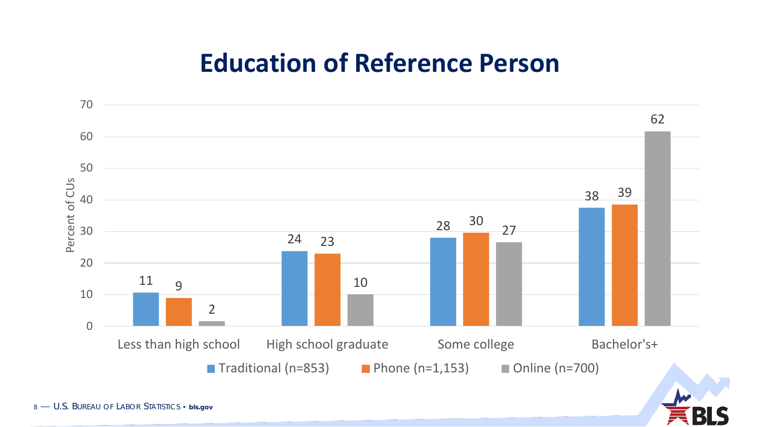# Education of Reference Person

| | Traditional (n=853) | Phone (n=1,153) | Online (n=700) |
|---|---|---|---|
| Less than high school | 11 | 9 | 2 |
| High school graduate | 24 | 23 | 10 |
| Some college | 28 | 30 | 27 |
| Bachelor's+ | 38 | 39 | 62 |

Percent of CUs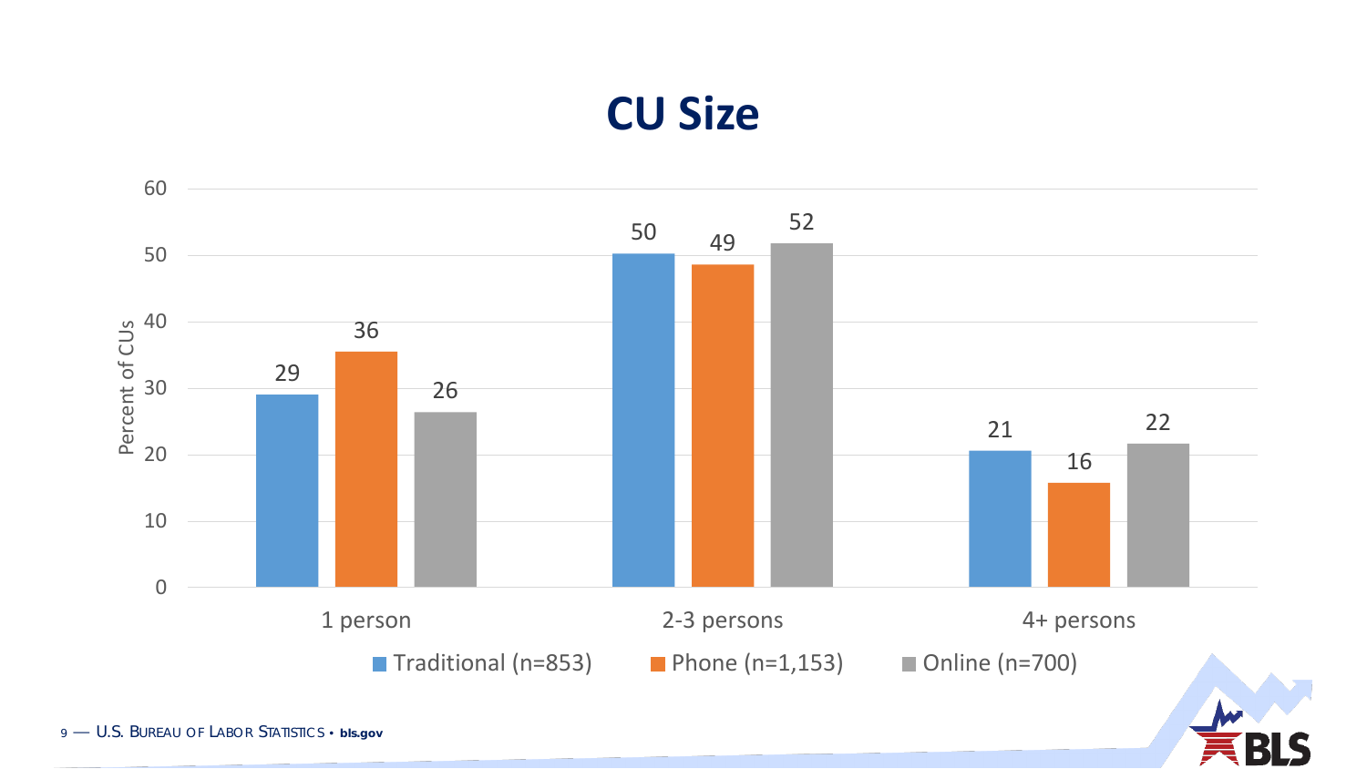# CU Size

| | Traditional (n=853) | Phone (n=1,153) | Online (n=700) |
|---|---|---|---|
| 1 person | 29 | 36 | 26 |
| 2-3 persons | 50 | 49 | 52 |
| 4+ persons | 21 | 16 | 22 |

Percent of CUs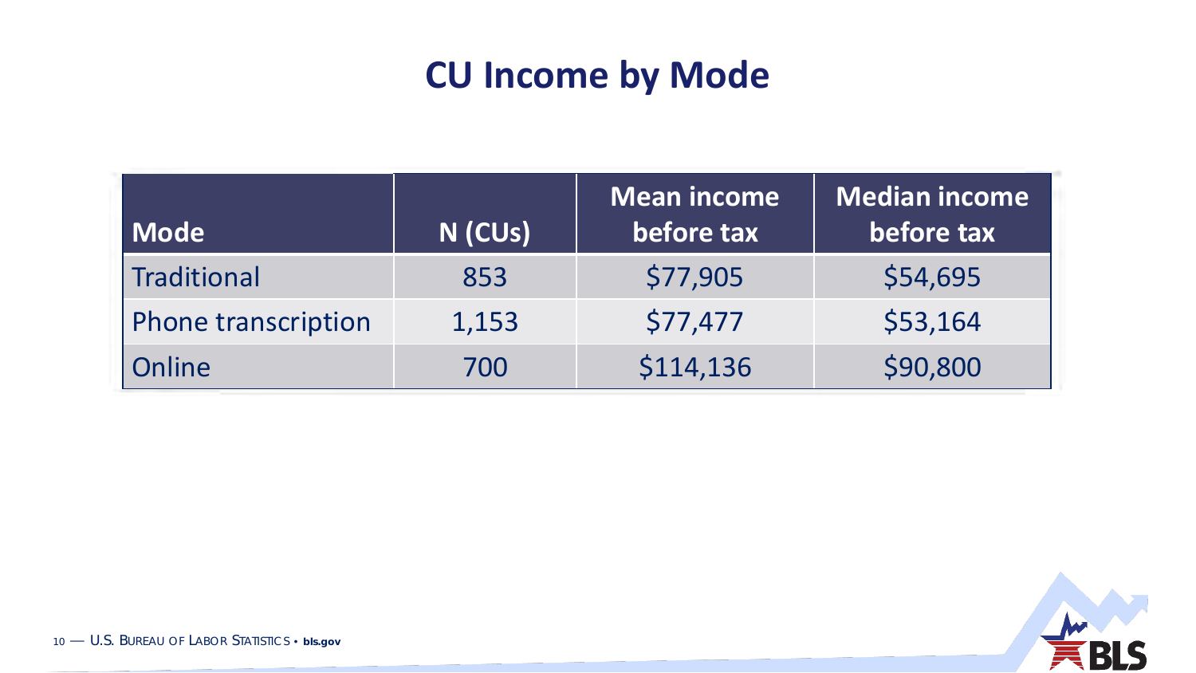# CU Income by Mode

| Mode | N (CUs) | Mean income before tax | Median income before tax |
|---|---|---|---|
| Traditional | 853 | $77,905 | $54,695 |
| Phone transcription | 1,153 | $77,477 | $53,164 |
| Online | 700 | $114,136 | $90,800 |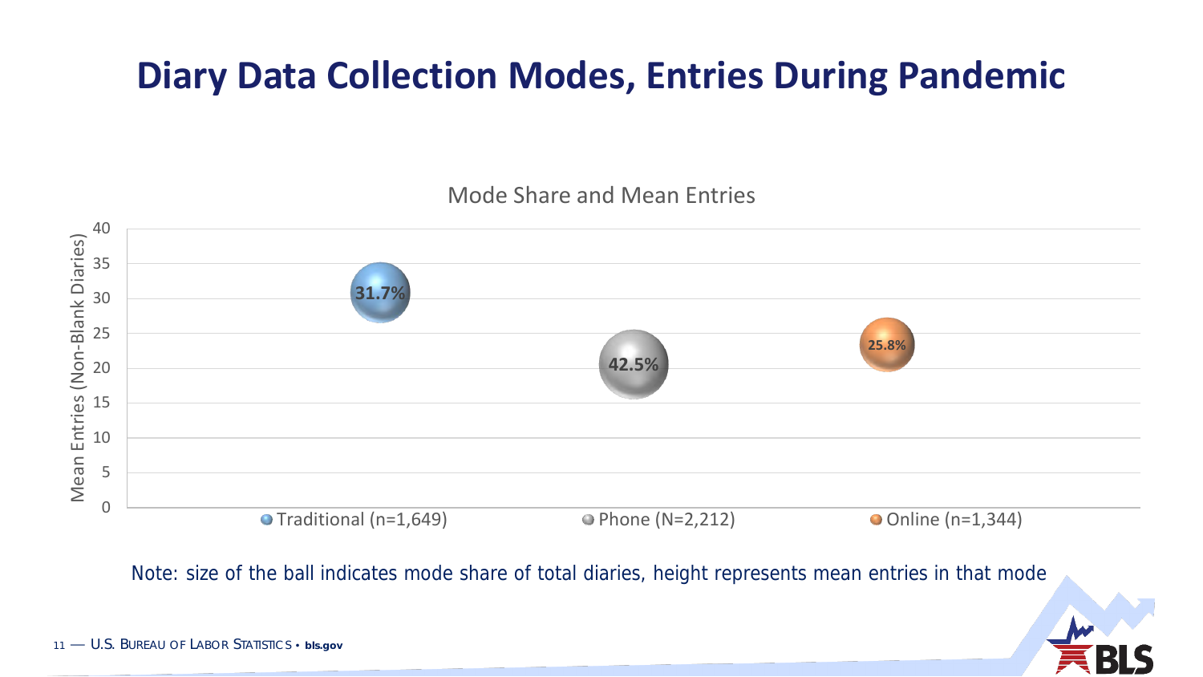# Diary Data Collection Modes, Entries During Pandemic

Mode Share and Mean Entries

| Mode | Mode share of total diaries | Mean Entries (Non-Blank Diaries) (approx.) |
|---|---|---|
| Traditional (n=1,649) | 31.7% | ~31 |
| Phone (N=2,212) | 42.5% | ~20 |
| Online (n=1,344) | 25.8% | ~23 |

Note: size of the ball indicates mode share of total diaries, height represents mean entries in that mode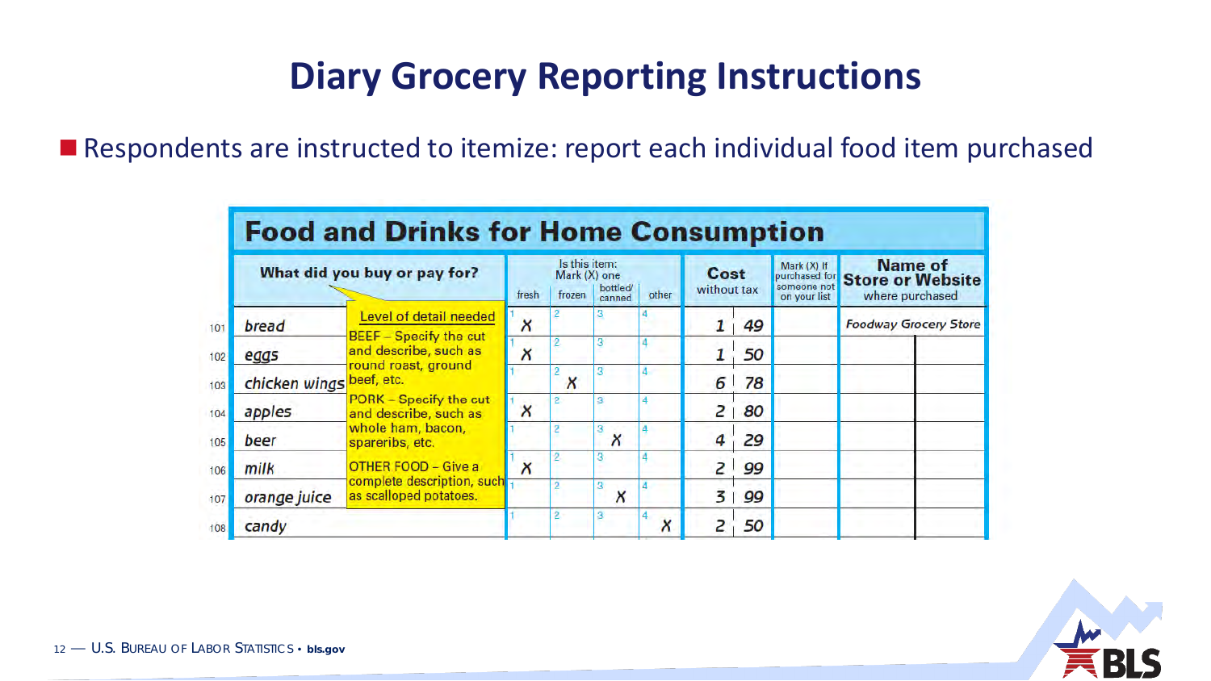# Diary Grocery Reporting Instructions

- Respondents are instructed to itemize: report each individual food item purchased

## Food and Drinks for Home Consumption

| | What did you buy or pay for? | Is this item: Mark (X) one — fresh | frozen | bottled/canned | other | Cost without tax | Mark (X) if purchased for someone not on your list | Name of Store or Website where purchased |
|---|---|---|---|---|---|---|---|---|
| 101 | bread | X | | | | 1 49 | | Foodway Grocery Store |
| 102 | eggs | X | | | | 1 50 | | |
| 103 | chicken wings | | X | | | 6 78 | | |
| 104 | apples | X | | | | 2 80 | | |
| 105 | beer | | | X | | 4 29 | | |
| 106 | milk | X | | | | 2 99 | | |
| 107 | orange juice | | | X | | 3 99 | | |
| 108 | candy | | | | X | 2 50 | | |

**Level of detail needed**

BEEF – Specify the cut and describe, such as round roast, ground beef, etc.

PORK – Specify the cut and describe, such as whole ham, bacon, spareribs, etc.

OTHER FOOD – Give a complete description, such as scalloped potatoes.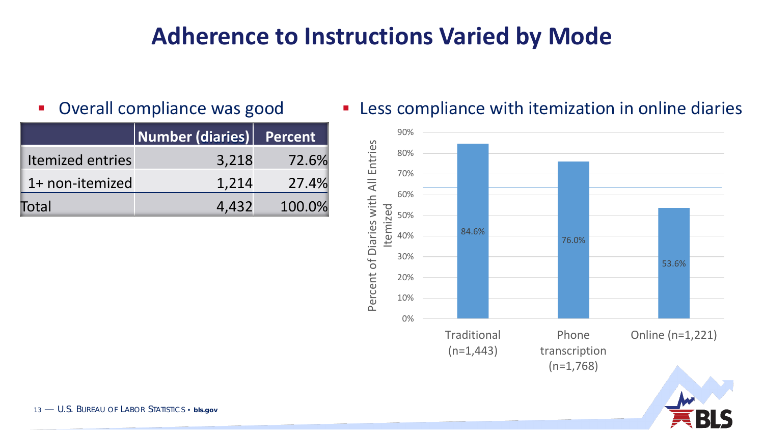# Adherence to Instructions Varied by Mode

- Overall compliance was good

| | Number (diaries) | Percent |
|---|---|---|
| Itemized entries | 3,218 | 72.6% |
| 1+ non-itemized | 1,214 | 27.4% |
| Total | 4,432 | 100.0% |

- Less compliance with itemization in online diaries

| Mode | Percent of Diaries with All Entries Itemized |
|---|---|
| Traditional (n=1,443) | 84.6% |
| Phone transcription (n=1,768) | 76.0% |
| Online (n=1,221) | 53.6% |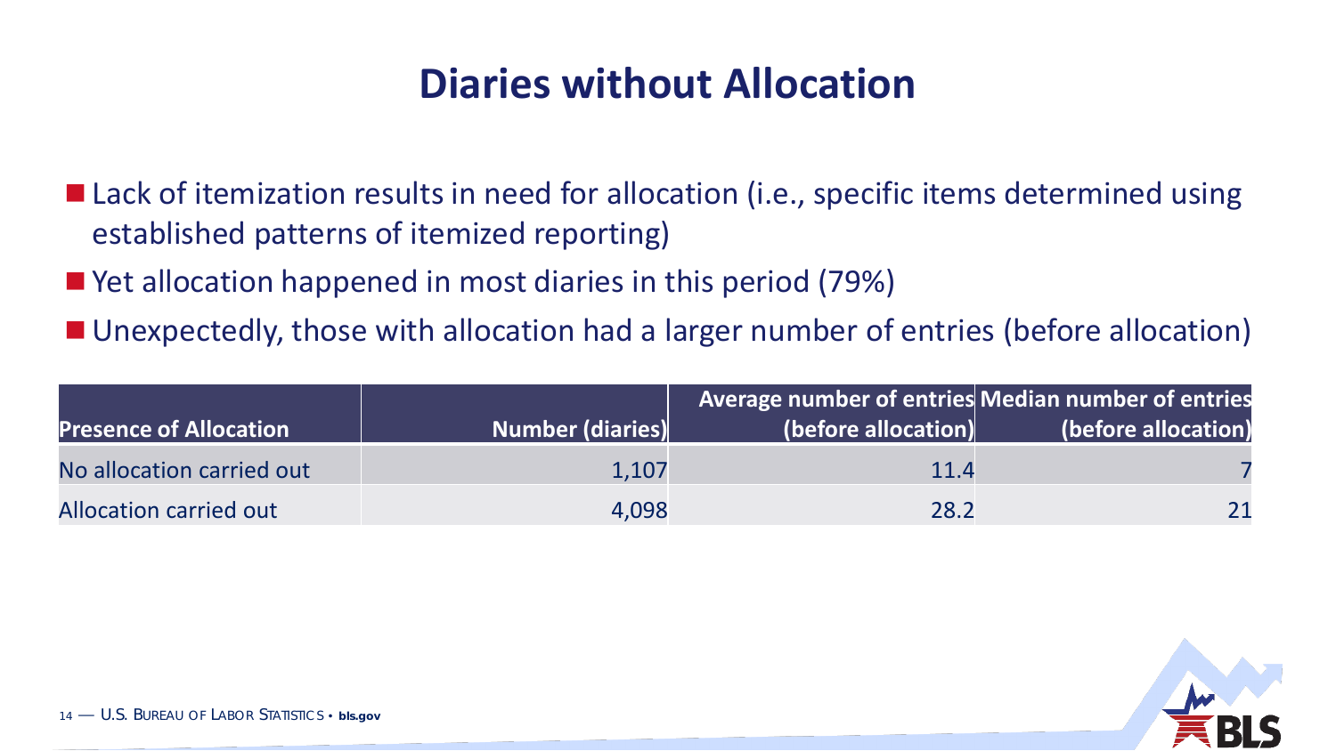# Diaries without Allocation

- Lack of itemization results in need for allocation (i.e., specific items determined using established patterns of itemized reporting)
- Yet allocation happened in most diaries in this period (79%)
- Unexpectedly, those with allocation had a larger number of entries (before allocation)

| Presence of Allocation | Number (diaries) | Average number of entries (before allocation) | Median number of entries (before allocation) |
|---|---|---|---|
| No allocation carried out | 1,107 | 11.4 | 7 |
| Allocation carried out | 4,098 | 28.2 | 21 |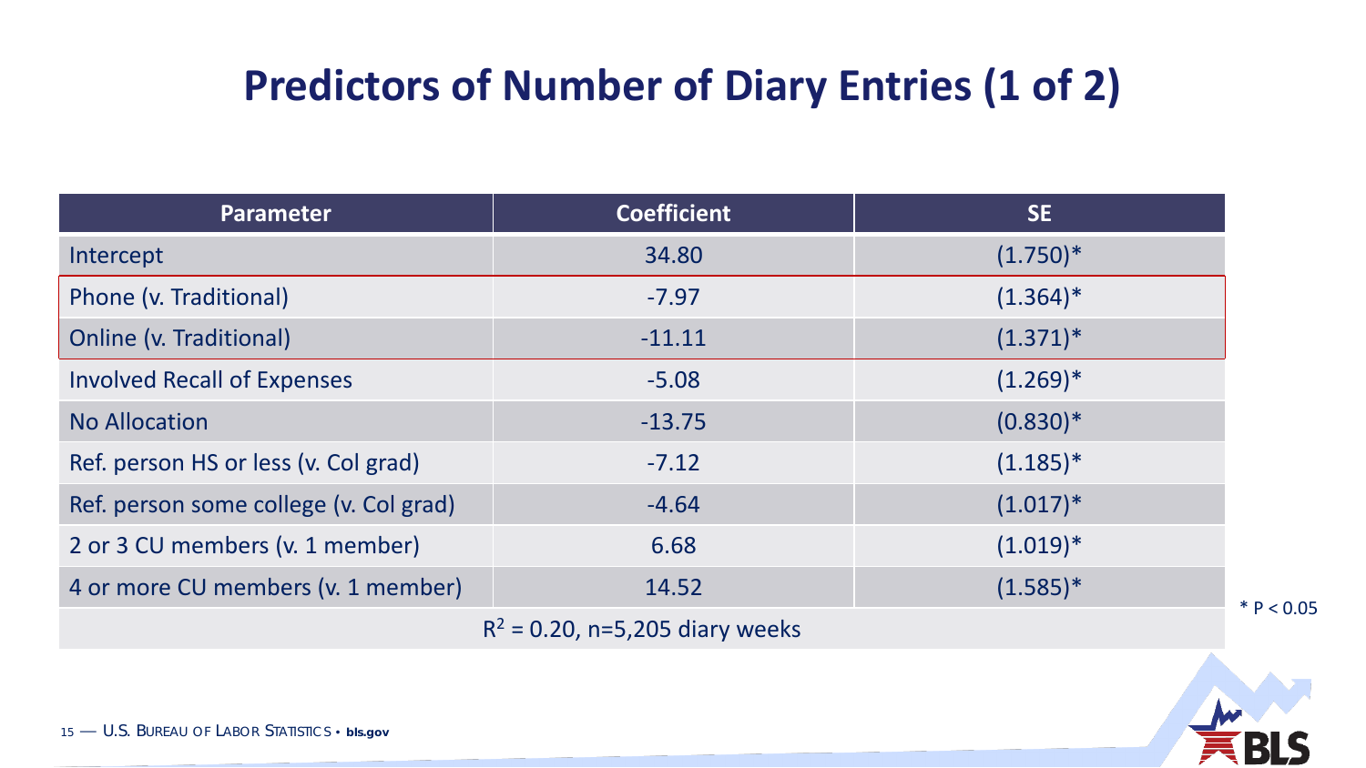# Predictors of Number of Diary Entries (1 of 2)

| Parameter | Coefficient | SE |
|---|---|---|
| Intercept | 34.80 | (1.750)* |
| Phone (v. Traditional) | -7.97 | (1.364)* |
| Online (v. Traditional) | -11.11 | (1.371)* |
| Involved Recall of Expenses | -5.08 | (1.269)* |
| No Allocation | -13.75 | (0.830)* |
| Ref. person HS or less (v. Col grad) | -7.12 | (1.185)* |
| Ref. person some college (v. Col grad) | -4.64 | (1.017)* |
| 2 or 3 CU members (v. 1 member) | 6.68 | (1.019)* |
| 4 or more CU members (v. 1 member) | 14.52 | (1.585)* |
| $R^2$ = 0.20, n=5,205 diary weeks | | |

* $P < 0.05$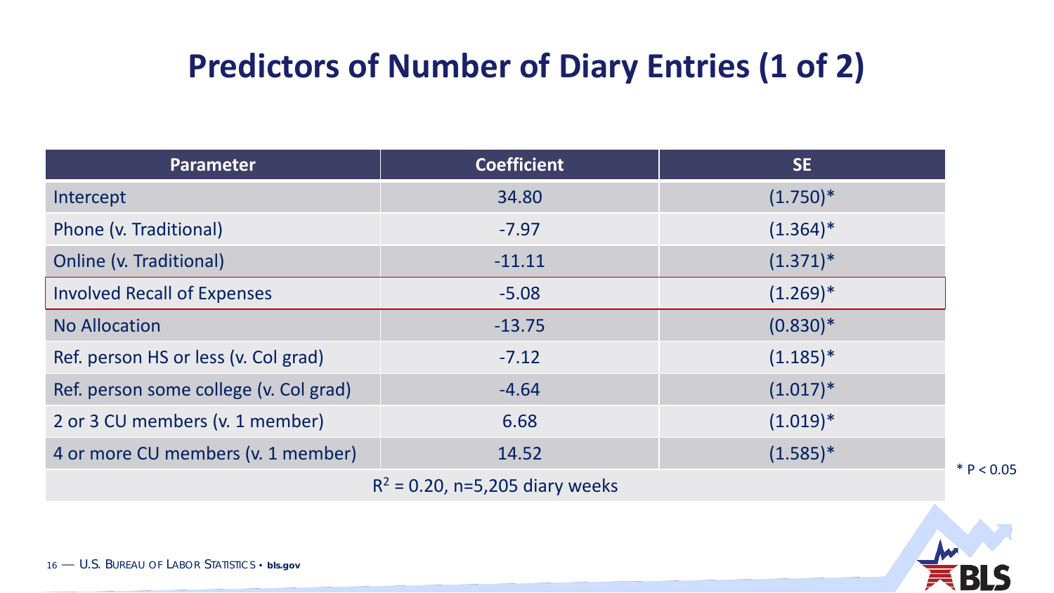# Predictors of Number of Diary Entries (1 of 2)

| Parameter | Coefficient | SE |
|---|---|---|
| Intercept | 34.80 | (1.750)* |
| Phone (v. Traditional) | -7.97 | (1.364)* |
| Online (v. Traditional) | -11.11 | (1.371)* |
| Involved Recall of Expenses | -5.08 | (1.269)* |
| No Allocation | -13.75 | (0.830)* |
| Ref. person HS or less (v. Col grad) | -7.12 | (1.185)* |
| Ref. person some college (v. Col grad) | -4.64 | (1.017)* |
| 2 or 3 CU members (v. 1 member) | 6.68 | (1.019)* |
| 4 or more CU members (v. 1 member) | 14.52 | (1.585)* |
| $R^2$ = 0.20, n=5,205 diary weeks | | |

* $P < 0.05$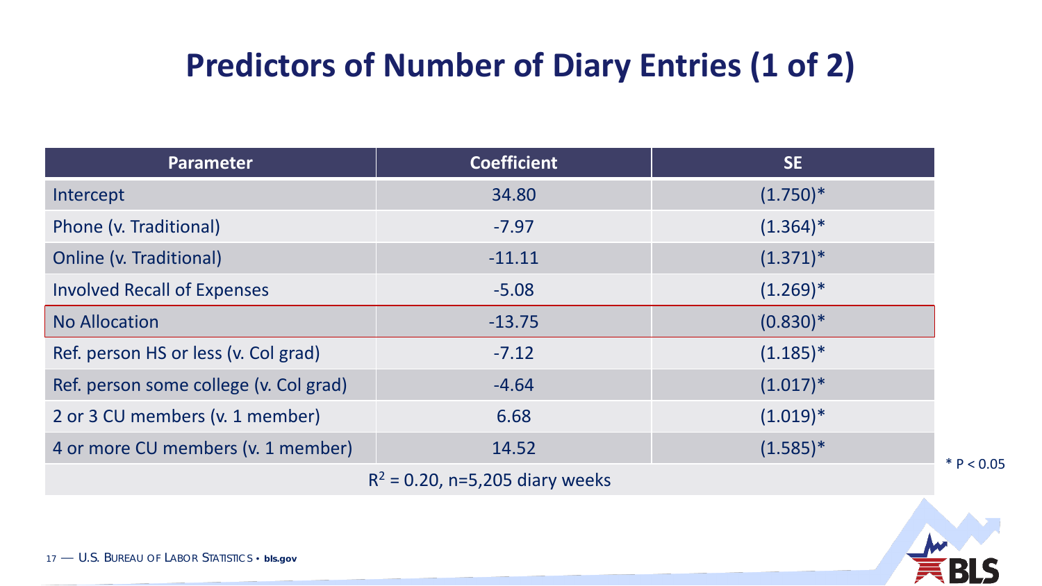# Predictors of Number of Diary Entries (1 of 2)

| Parameter | Coefficient | SE |
|---|---|---|
| Intercept | 34.80 | (1.750)* |
| Phone (v. Traditional) | -7.97 | (1.364)* |
| Online (v. Traditional) | -11.11 | (1.371)* |
| Involved Recall of Expenses | -5.08 | (1.269)* |
| No Allocation | -13.75 | (0.830)* |
| Ref. person HS or less (v. Col grad) | -7.12 | (1.185)* |
| Ref. person some college (v. Col grad) | -4.64 | (1.017)* |
| 2 or 3 CU members (v. 1 member) | 6.68 | (1.019)* |
| 4 or more CU members (v. 1 member) | 14.52 | (1.585)* |
| $R^2$ = 0.20, n=5,205 diary weeks | | |

* $P < 0.05$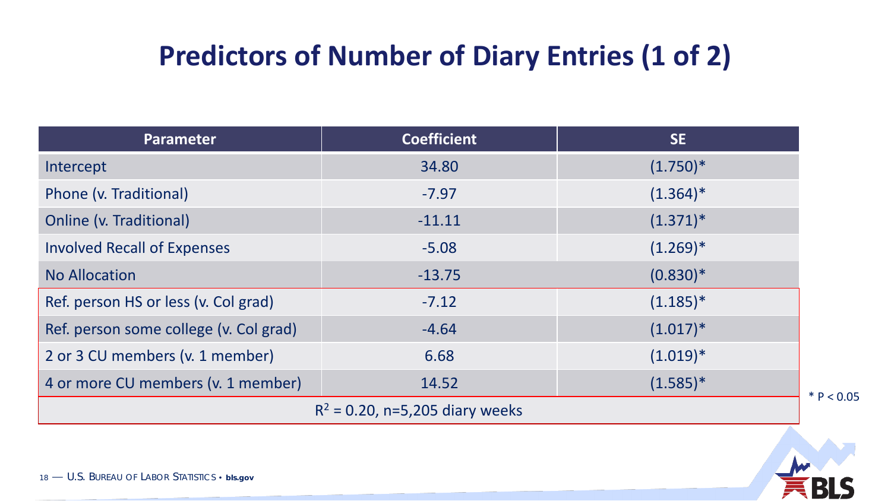# Predictors of Number of Diary Entries (1 of 2)

| Parameter | Coefficient | SE |
|---|---|---|
| Intercept | 34.80 | (1.750)* |
| Phone (v. Traditional) | -7.97 | (1.364)* |
| Online (v. Traditional) | -11.11 | (1.371)* |
| Involved Recall of Expenses | -5.08 | (1.269)* |
| No Allocation | -13.75 | (0.830)* |
| Ref. person HS or less (v. Col grad) | -7.12 | (1.185)* |
| Ref. person some college (v. Col grad) | -4.64 | (1.017)* |
| 2 or 3 CU members (v. 1 member) | 6.68 | (1.019)* |
| 4 or more CU members (v. 1 member) | 14.52 | (1.585)* |
| $R^2 = 0.20$, n=5,205 diary weeks | | |

* $P < 0.05$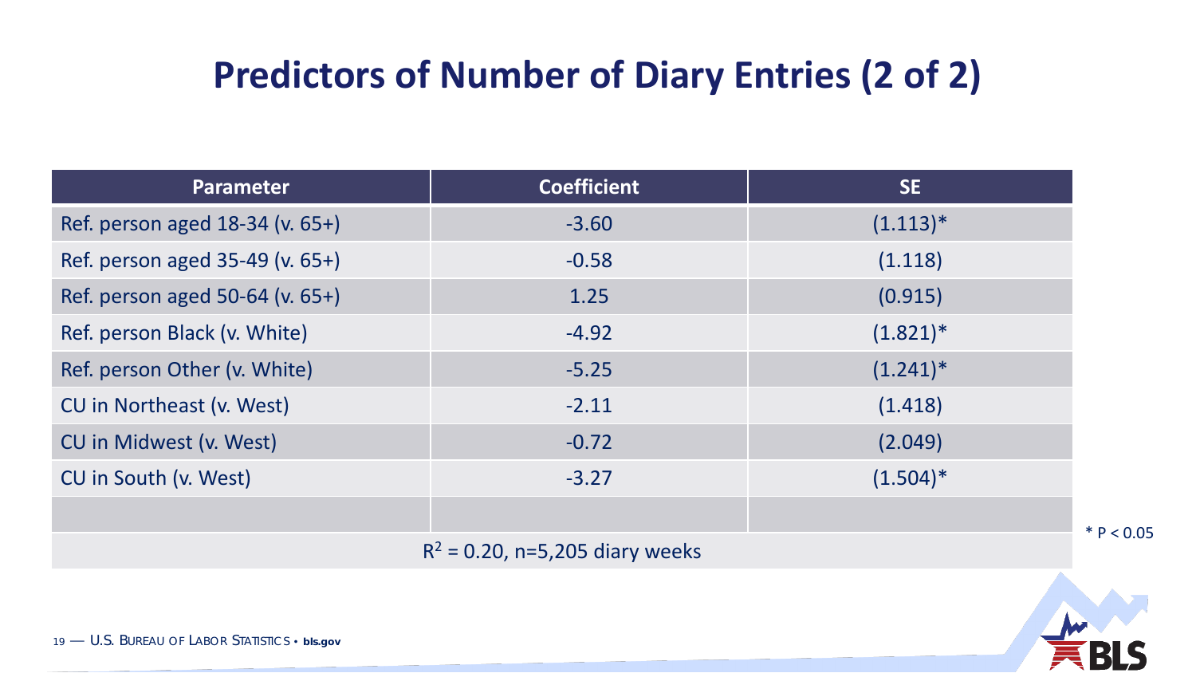# Predictors of Number of Diary Entries (2 of 2)

| Parameter | Coefficient | SE |
|---|---|---|
| Ref. person aged 18-34 (v. 65+) | -3.60 | (1.113)* |
| Ref. person aged 35-49 (v. 65+) | -0.58 | (1.118) |
| Ref. person aged 50-64 (v. 65+) | 1.25 | (0.915) |
| Ref. person Black (v. White) | -4.92 | (1.821)* |
| Ref. person Other (v. White) | -5.25 | (1.241)* |
| CU in Northeast (v. West) | -2.11 | (1.418) |
| CU in Midwest (v. West) | -0.72 | (2.049) |
| CU in South (v. West) | -3.27 | (1.504)* |
| | | |
| $R^2$ = 0.20, n=5,205 diary weeks | | |

* $P < 0.05$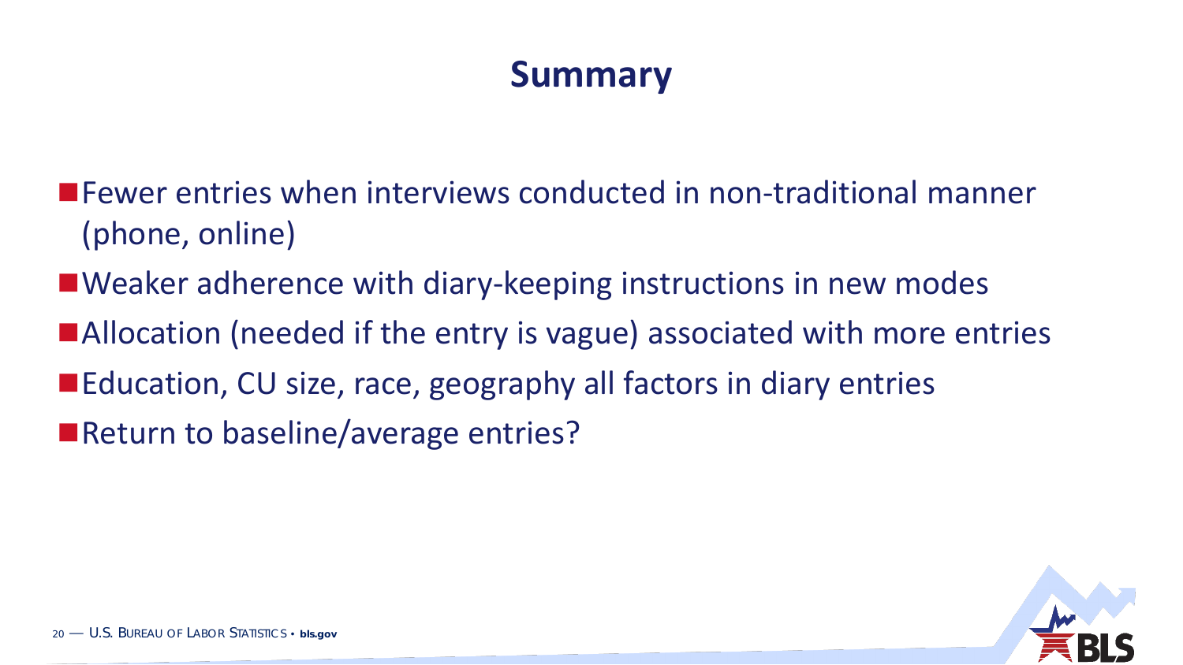# Summary

- Fewer entries when interviews conducted in non-traditional manner (phone, online)
- Weaker adherence with diary-keeping instructions in new modes
- Allocation (needed if the entry is vague) associated with more entries
- Education, CU size, race, geography all factors in diary entries
- Return to baseline/average entries?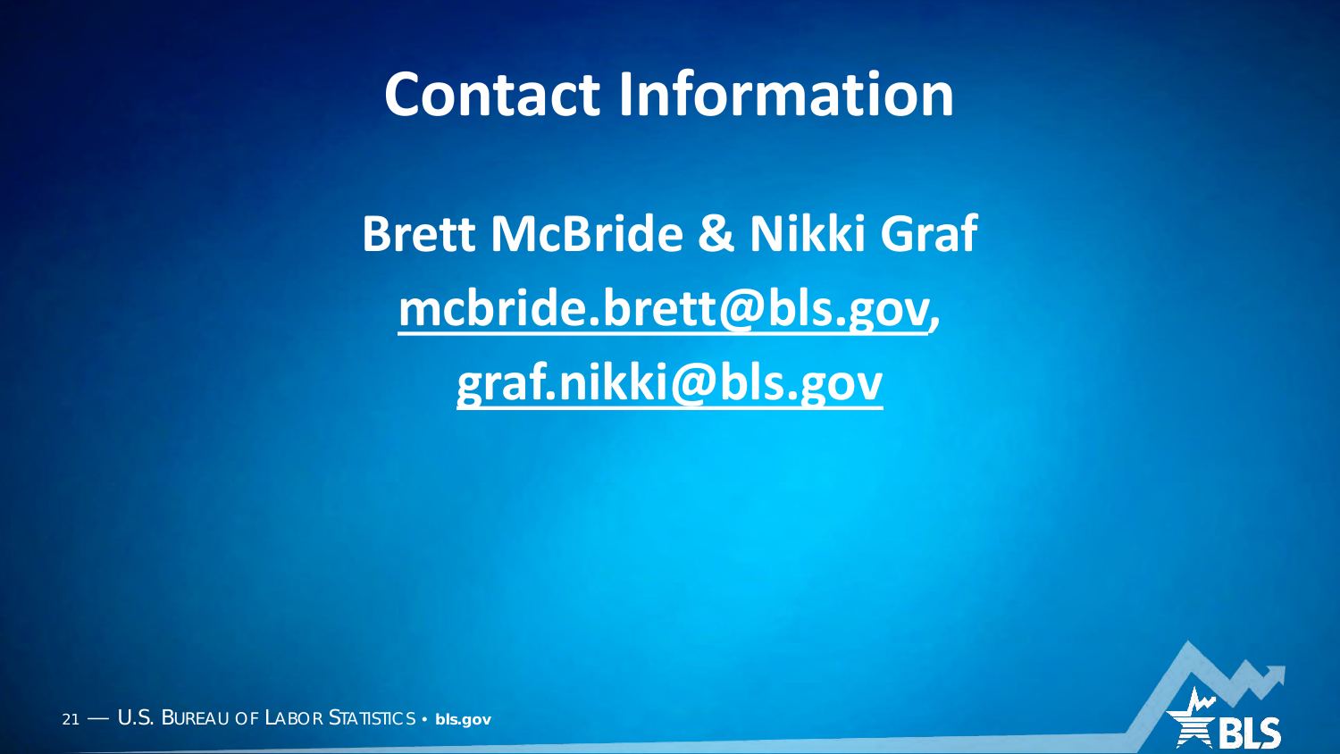# Contact Information

**Brett McBride & Nikki Graf**

**mcbride.brett@bls.gov,**

**graf.nikki@bls.gov**